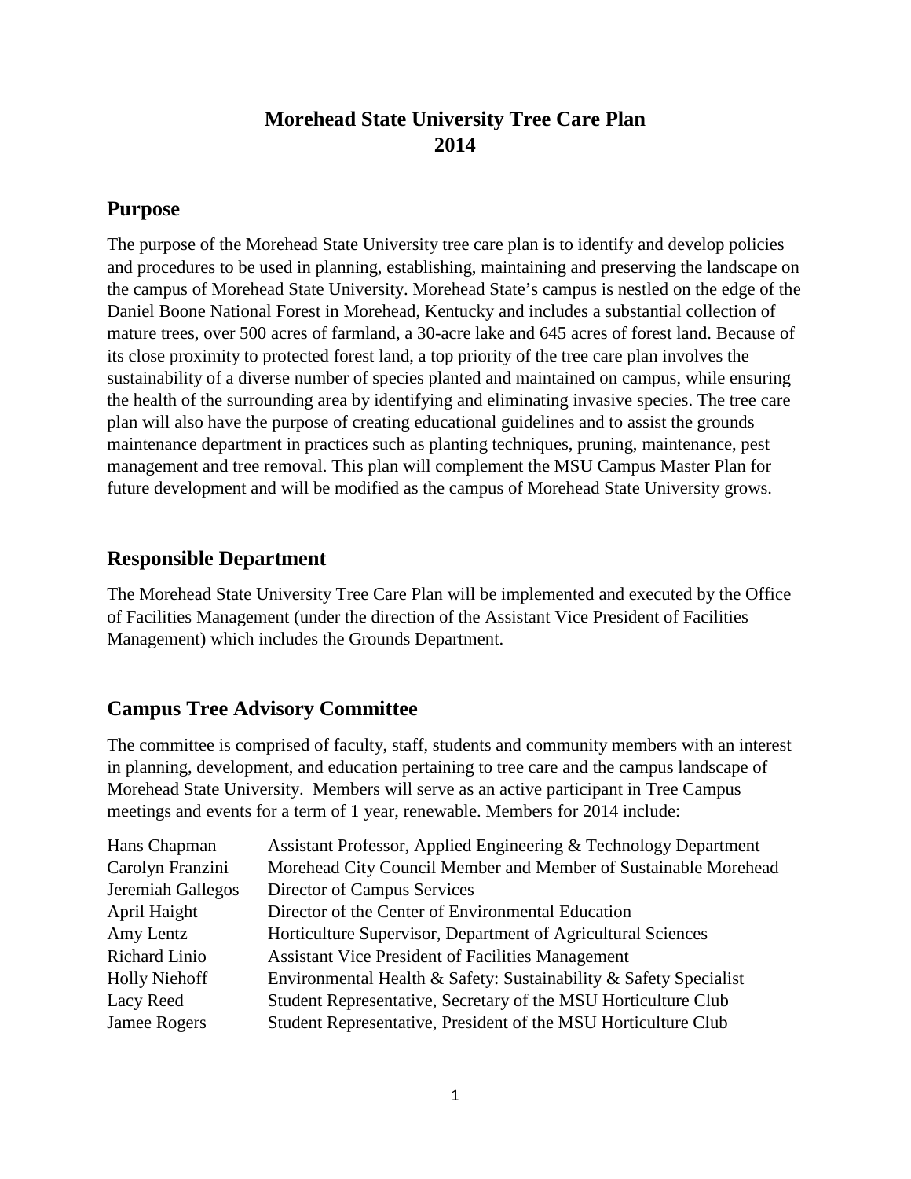# Morehead State University Tree Care Plan
# 2014

## Purpose

The purpose of the Morehead State University tree care plan is to identify and develop policies and procedures to be used in planning, establishing, maintaining and preserving the landscape on the campus of Morehead State University. Morehead State's campus is nestled on the edge of the Daniel Boone National Forest in Morehead, Kentucky and includes a substantial collection of mature trees, over 500 acres of farmland, a 30-acre lake and 645 acres of forest land. Because of its close proximity to protected forest land, a top priority of the tree care plan involves the sustainability of a diverse number of species planted and maintained on campus, while ensuring the health of the surrounding area by identifying and eliminating invasive species. The tree care plan will also have the purpose of creating educational guidelines and to assist the grounds maintenance department in practices such as planting techniques, pruning, maintenance, pest management and tree removal. This plan will complement the MSU Campus Master Plan for future development and will be modified as the campus of Morehead State University grows.

## Responsible Department

The Morehead State University Tree Care Plan will be implemented and executed by the Office of Facilities Management (under the direction of the Assistant Vice President of Facilities Management) which includes the Grounds Department.

## Campus Tree Advisory Committee

The committee is comprised of faculty, staff, students and community members with an interest in planning, development, and education pertaining to tree care and the campus landscape of Morehead State University. Members will serve as an active participant in Tree Campus meetings and events for a term of 1 year, renewable. Members for 2014 include:

| | |
|---|---|
| Hans Chapman | Assistant Professor, Applied Engineering & Technology Department |
| Carolyn Franzini | Morehead City Council Member and Member of Sustainable Morehead |
| Jeremiah Gallegos | Director of Campus Services |
| April Haight | Director of the Center of Environmental Education |
| Amy Lentz | Horticulture Supervisor, Department of Agricultural Sciences |
| Richard Linio | Assistant Vice President of Facilities Management |
| Holly Niehoff | Environmental Health & Safety: Sustainability & Safety Specialist |
| Lacy Reed | Student Representative, Secretary of the MSU Horticulture Club |
| Jamee Rogers | Student Representative, President of the MSU Horticulture Club |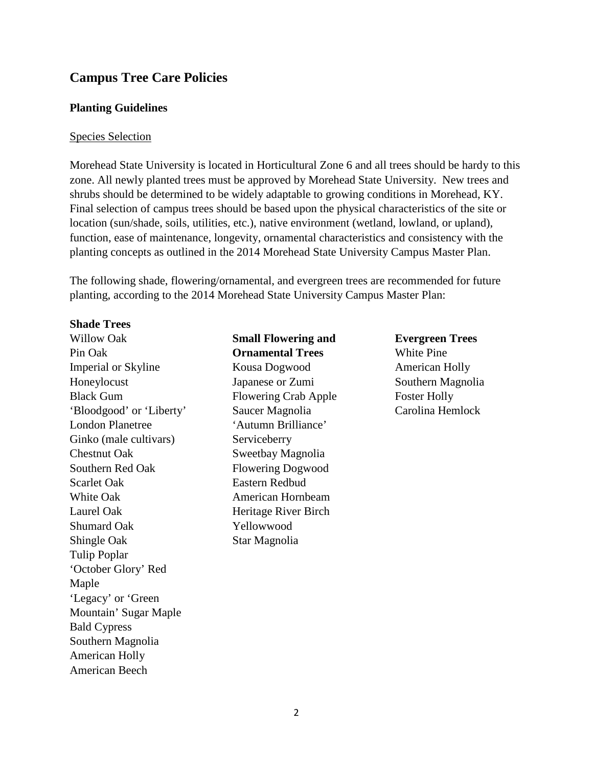## Campus Tree Care Policies

### Planting Guidelines

Species Selection

Morehead State University is located in Horticultural Zone 6 and all trees should be hardy to this zone. All newly planted trees must be approved by Morehead State University. New trees and shrubs should be determined to be widely adaptable to growing conditions in Morehead, KY. Final selection of campus trees should be based upon the physical characteristics of the site or location (sun/shade, soils, utilities, etc.), native environment (wetland, lowland, or upland), function, ease of maintenance, longevity, ornamental characteristics and consistency with the planting concepts as outlined in the 2014 Morehead State University Campus Master Plan.

The following shade, flowering/ornamental, and evergreen trees are recommended for future planting, according to the 2014 Morehead State University Campus Master Plan:

**Shade Trees**

Willow Oak
Pin Oak
Imperial or Skyline Honeylocust
Black Gum
'Bloodgood' or 'Liberty' London Planetree
Ginko (male cultivars)
Chestnut Oak
Southern Red Oak
Scarlet Oak
White Oak
Laurel Oak
Shumard Oak
Shingle Oak
Tulip Poplar
'October Glory' Red Maple
'Legacy' or 'Green Mountain' Sugar Maple
Bald Cypress
Southern Magnolia
American Holly
American Beech

**Small Flowering and Ornamental Trees**

Kousa Dogwood
Japanese or Zumi Flowering Crab Apple
Saucer Magnolia
'Autumn Brilliance' Serviceberry
Sweetbay Magnolia
Flowering Dogwood
Eastern Redbud
American Hornbeam
Heritage River Birch
Yellowwood
Star Magnolia

**Evergreen Trees**

White Pine
American Holly
Southern Magnolia
Foster Holly
Carolina Hemlock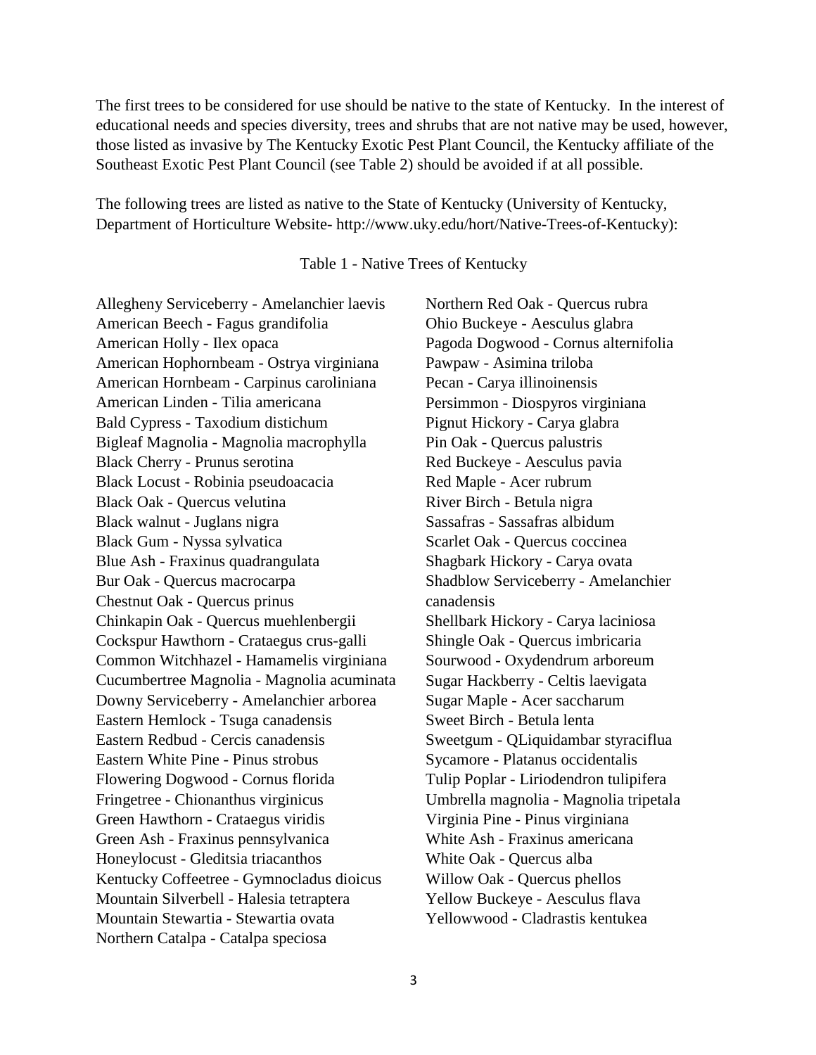The first trees to be considered for use should be native to the state of Kentucky. In the interest of educational needs and species diversity, trees and shrubs that are not native may be used, however, those listed as invasive by The Kentucky Exotic Pest Plant Council, the Kentucky affiliate of the Southeast Exotic Pest Plant Council (see Table 2) should be avoided if at all possible.

The following trees are listed as native to the State of Kentucky (University of Kentucky, Department of Horticulture Website- http://www.uky.edu/hort/Native-Trees-of-Kentucky):

Table 1 - Native Trees of Kentucky

- Allegheny Serviceberry - Amelanchier laevis
- American Beech - Fagus grandifolia
- American Holly - Ilex opaca
- American Hophornbeam - Ostrya virginiana
- American Hornbeam - Carpinus caroliniana
- American Linden - Tilia americana
- Bald Cypress - Taxodium distichum
- Bigleaf Magnolia - Magnolia macrophylla
- Black Cherry - Prunus serotina
- Black Locust - Robinia pseudoacacia
- Black Oak - Quercus velutina
- Black walnut - Juglans nigra
- Black Gum - Nyssa sylvatica
- Blue Ash - Fraxinus quadrangulata
- Bur Oak - Quercus macrocarpa
- Chestnut Oak - Quercus prinus
- Chinkapin Oak - Quercus muehlenbergii
- Cockspur Hawthorn - Crataegus crus-galli
- Common Witchhazel - Hamamelis virginiana
- Cucumbertree Magnolia - Magnolia acuminata
- Downy Serviceberry - Amelanchier arborea
- Eastern Hemlock - Tsuga canadensis
- Eastern Redbud - Cercis canadensis
- Eastern White Pine - Pinus strobus
- Flowering Dogwood - Cornus florida
- Fringetree - Chionanthus virginicus
- Green Hawthorn - Crataegus viridis
- Green Ash - Fraxinus pennsylvanica
- Honeylocust - Gleditsia triacanthos
- Kentucky Coffeetree - Gymnocladus dioicus
- Mountain Silverbell - Halesia tetraptera
- Mountain Stewartia - Stewartia ovata
- Northern Catalpa - Catalpa speciosa
- Northern Red Oak - Quercus rubra
- Ohio Buckeye - Aesculus glabra
- Pagoda Dogwood - Cornus alternifolia
- Pawpaw - Asimina triloba
- Pecan - Carya illinoinensis
- Persimmon - Diospyros virginiana
- Pignut Hickory - Carya glabra
- Pin Oak - Quercus palustris
- Red Buckeye - Aesculus pavia
- Red Maple - Acer rubrum
- River Birch - Betula nigra
- Sassafras - Sassafras albidum
- Scarlet Oak - Quercus coccinea
- Shagbark Hickory - Carya ovata
- Shadblow Serviceberry - Amelanchier canadensis
- Shellbark Hickory - Carya laciniosa
- Shingle Oak - Quercus imbricaria
- Sourwood - Oxydendrum arboreum
- Sugar Hackberry - Celtis laevigata
- Sugar Maple - Acer saccharum
- Sweet Birch - Betula lenta
- Sweetgum - QLiquidambar styraciflua
- Sycamore - Platanus occidentalis
- Tulip Poplar - Liriodendron tulipifera
- Umbrella magnolia - Magnolia tripetala
- Virginia Pine - Pinus virginiana
- White Ash - Fraxinus americana
- White Oak - Quercus alba
- Willow Oak - Quercus phellos
- Yellow Buckeye - Aesculus flava
- Yellowwood - Cladrastis kentukea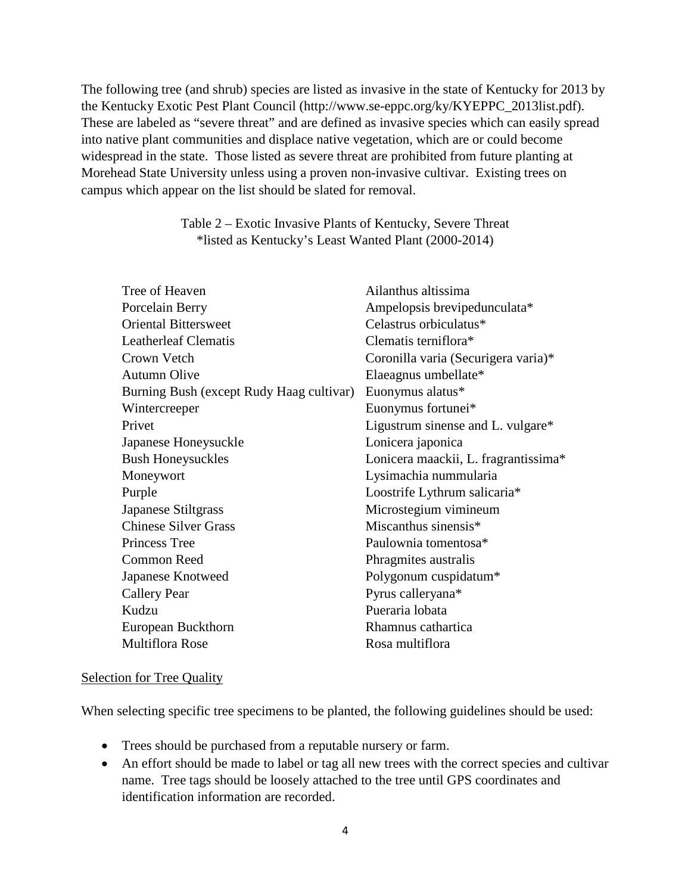The following tree (and shrub) species are listed as invasive in the state of Kentucky for 2013 by the Kentucky Exotic Pest Plant Council (http://www.se-eppc.org/ky/KYEPPC_2013list.pdf). These are labeled as "severe threat" and are defined as invasive species which can easily spread into native plant communities and displace native vegetation, which are or could become widespread in the state. Those listed as severe threat are prohibited from future planting at Morehead State University unless using a proven non-invasive cultivar. Existing trees on campus which appear on the list should be slated for removal.

Table 2 – Exotic Invasive Plants of Kentucky, Severe Threat
*listed as Kentucky's Least Wanted Plant (2000-2014)

| | |
|---|---|
| Tree of Heaven | Ailanthus altissima |
| Porcelain Berry | Ampelopsis brevipedunculata* |
| Oriental Bittersweet | Celastrus orbiculatus* |
| Leatherleaf Clematis | Clematis terniflora* |
| Crown Vetch | Coronilla varia (Securigera varia)* |
| Autumn Olive | Elaeagnus umbellate* |
| Burning Bush (except Rudy Haag cultivar) | Euonymus alatus* |
| Wintercreeper | Euonymus fortunei* |
| Privet | Ligustrum sinense and L. vulgare* |
| Japanese Honeysuckle | Lonicera japonica |
| Bush Honeysuckles | Lonicera maackii, L. fragrantissima* |
| Moneywort | Lysimachia nummularia |
| Purple | Loostrife Lythrum salicaria* |
| Japanese Stiltgrass | Microstegium vimineum |
| Chinese Silver Grass | Miscanthus sinensis* |
| Princess Tree | Paulownia tomentosa* |
| Common Reed | Phragmites australis |
| Japanese Knotweed | Polygonum cuspidatum* |
| Callery Pear | Pyrus calleryana* |
| Kudzu | Pueraria lobata |
| European Buckthorn | Rhamnus cathartica |
| Multiflora Rose | Rosa multiflora |

<u>Selection for Tree Quality</u>

When selecting specific tree specimens to be planted, the following guidelines should be used:

- Trees should be purchased from a reputable nursery or farm.
- An effort should be made to label or tag all new trees with the correct species and cultivar name. Tree tags should be loosely attached to the tree until GPS coordinates and identification information are recorded.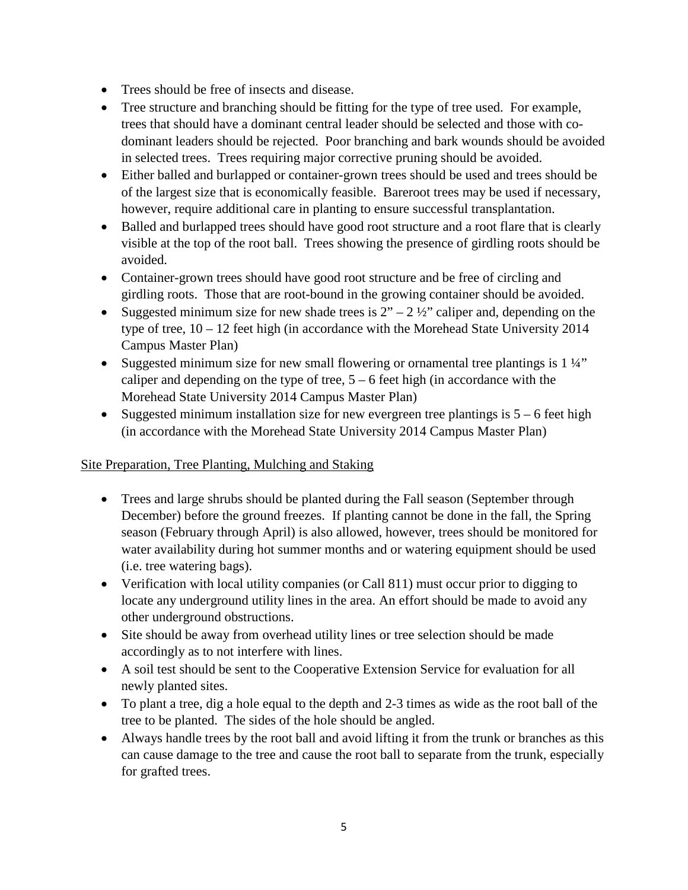- Trees should be free of insects and disease.
- Tree structure and branching should be fitting for the type of tree used. For example, trees that should have a dominant central leader should be selected and those with co-dominant leaders should be rejected. Poor branching and bark wounds should be avoided in selected trees. Trees requiring major corrective pruning should be avoided.
- Either balled and burlapped or container-grown trees should be used and trees should be of the largest size that is economically feasible. Bareroot trees may be used if necessary, however, require additional care in planting to ensure successful transplantation.
- Balled and burlapped trees should have good root structure and a root flare that is clearly visible at the top of the root ball. Trees showing the presence of girdling roots should be avoided.
- Container-grown trees should have good root structure and be free of circling and girdling roots. Those that are root-bound in the growing container should be avoided.
- Suggested minimum size for new shade trees is 2" – 2 ½" caliper and, depending on the type of tree, 10 – 12 feet high (in accordance with the Morehead State University 2014 Campus Master Plan)
- Suggested minimum size for new small flowering or ornamental tree plantings is 1 ¼" caliper and depending on the type of tree, 5 – 6 feet high (in accordance with the Morehead State University 2014 Campus Master Plan)
- Suggested minimum installation size for new evergreen tree plantings is 5 – 6 feet high (in accordance with the Morehead State University 2014 Campus Master Plan)

<u>Site Preparation, Tree Planting, Mulching and Staking</u>

- Trees and large shrubs should be planted during the Fall season (September through December) before the ground freezes. If planting cannot be done in the fall, the Spring season (February through April) is also allowed, however, trees should be monitored for water availability during hot summer months and or watering equipment should be used (i.e. tree watering bags).
- Verification with local utility companies (or Call 811) must occur prior to digging to locate any underground utility lines in the area. An effort should be made to avoid any other underground obstructions.
- Site should be away from overhead utility lines or tree selection should be made accordingly as to not interfere with lines.
- A soil test should be sent to the Cooperative Extension Service for evaluation for all newly planted sites.
- To plant a tree, dig a hole equal to the depth and 2-3 times as wide as the root ball of the tree to be planted. The sides of the hole should be angled.
- Always handle trees by the root ball and avoid lifting it from the trunk or branches as this can cause damage to the tree and cause the root ball to separate from the trunk, especially for grafted trees.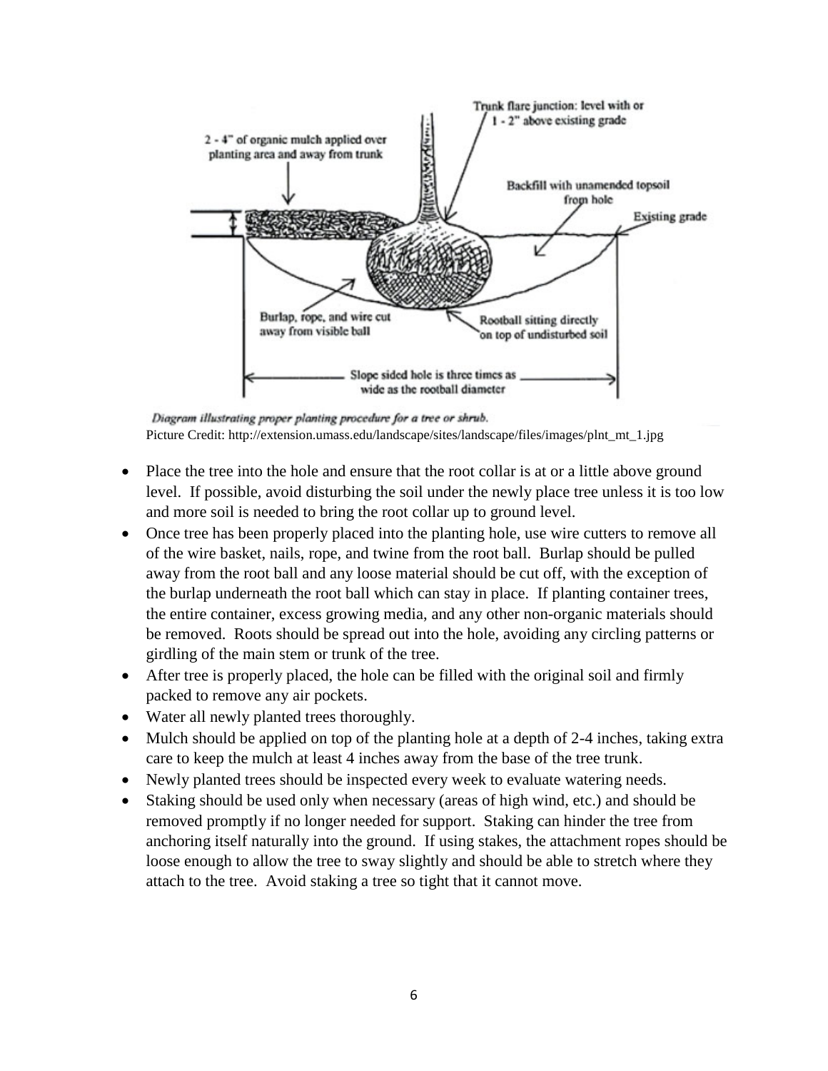Diagram illustrating proper planting procedure for a tree or shrub.
Picture Credit: http://extension.umass.edu/landscape/sites/landscape/files/images/plnt_mt_1.jpg

- Place the tree into the hole and ensure that the root collar is at or a little above ground level. If possible, avoid disturbing the soil under the newly place tree unless it is too low and more soil is needed to bring the root collar up to ground level.
- Once tree has been properly placed into the planting hole, use wire cutters to remove all of the wire basket, nails, rope, and twine from the root ball. Burlap should be pulled away from the root ball and any loose material should be cut off, with the exception of the burlap underneath the root ball which can stay in place. If planting container trees, the entire container, excess growing media, and any other non-organic materials should be removed. Roots should be spread out into the hole, avoiding any circling patterns or girdling of the main stem or trunk of the tree.
- After tree is properly placed, the hole can be filled with the original soil and firmly packed to remove any air pockets.
- Water all newly planted trees thoroughly.
- Mulch should be applied on top of the planting hole at a depth of 2-4 inches, taking extra care to keep the mulch at least 4 inches away from the base of the tree trunk.
- Newly planted trees should be inspected every week to evaluate watering needs.
- Staking should be used only when necessary (areas of high wind, etc.) and should be removed promptly if no longer needed for support. Staking can hinder the tree from anchoring itself naturally into the ground. If using stakes, the attachment ropes should be loose enough to allow the tree to sway slightly and should be able to stretch where they attach to the tree. Avoid staking a tree so tight that it cannot move.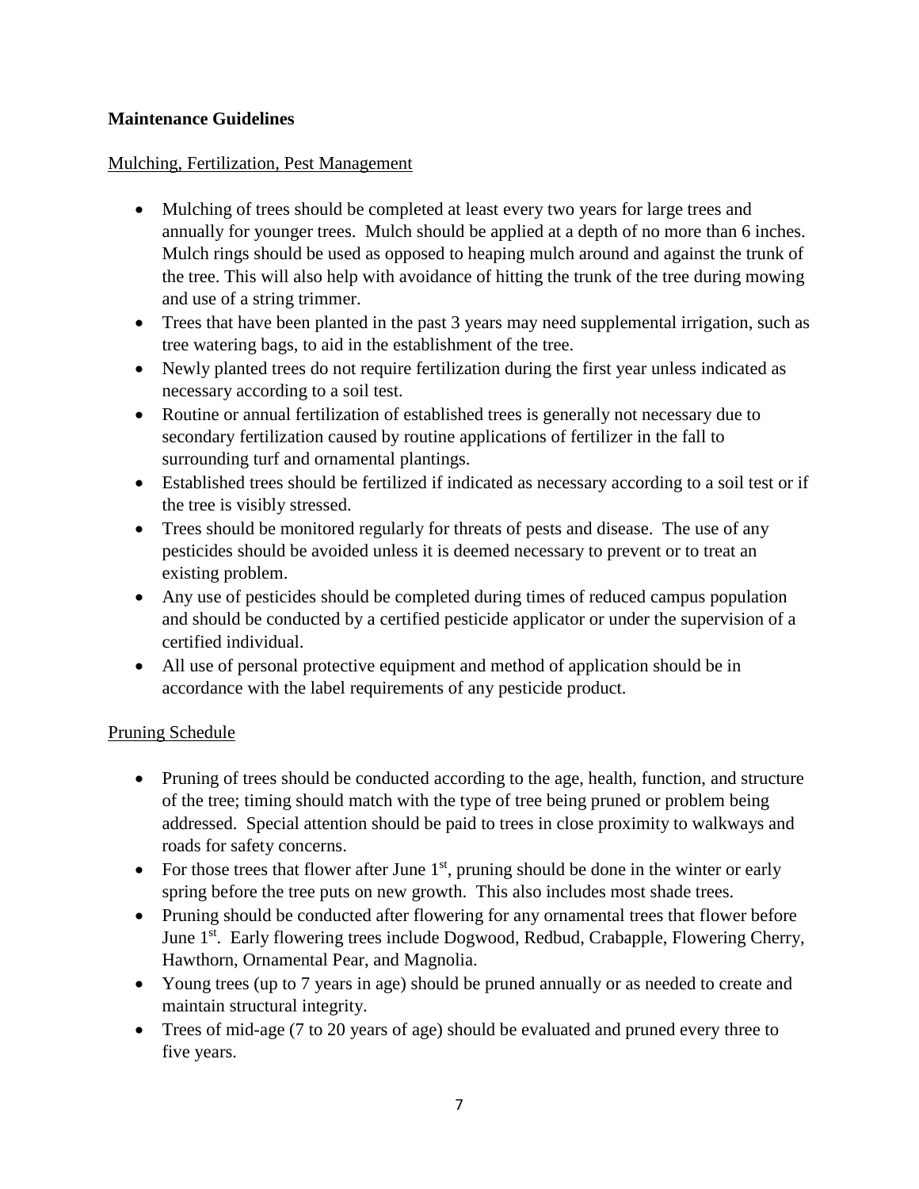**Maintenance Guidelines**

Mulching, Fertilization, Pest Management

- Mulching of trees should be completed at least every two years for large trees and annually for younger trees. Mulch should be applied at a depth of no more than 6 inches. Mulch rings should be used as opposed to heaping mulch around and against the trunk of the tree. This will also help with avoidance of hitting the trunk of the tree during mowing and use of a string trimmer.
- Trees that have been planted in the past 3 years may need supplemental irrigation, such as tree watering bags, to aid in the establishment of the tree.
- Newly planted trees do not require fertilization during the first year unless indicated as necessary according to a soil test.
- Routine or annual fertilization of established trees is generally not necessary due to secondary fertilization caused by routine applications of fertilizer in the fall to surrounding turf and ornamental plantings.
- Established trees should be fertilized if indicated as necessary according to a soil test or if the tree is visibly stressed.
- Trees should be monitored regularly for threats of pests and disease. The use of any pesticides should be avoided unless it is deemed necessary to prevent or to treat an existing problem.
- Any use of pesticides should be completed during times of reduced campus population and should be conducted by a certified pesticide applicator or under the supervision of a certified individual.
- All use of personal protective equipment and method of application should be in accordance with the label requirements of any pesticide product.

Pruning Schedule

- Pruning of trees should be conducted according to the age, health, function, and structure of the tree; timing should match with the type of tree being pruned or problem being addressed. Special attention should be paid to trees in close proximity to walkways and roads for safety concerns.
- For those trees that flower after June 1st, pruning should be done in the winter or early spring before the tree puts on new growth. This also includes most shade trees.
- Pruning should be conducted after flowering for any ornamental trees that flower before June 1st. Early flowering trees include Dogwood, Redbud, Crabapple, Flowering Cherry, Hawthorn, Ornamental Pear, and Magnolia.
- Young trees (up to 7 years in age) should be pruned annually or as needed to create and maintain structural integrity.
- Trees of mid-age (7 to 20 years of age) should be evaluated and pruned every three to five years.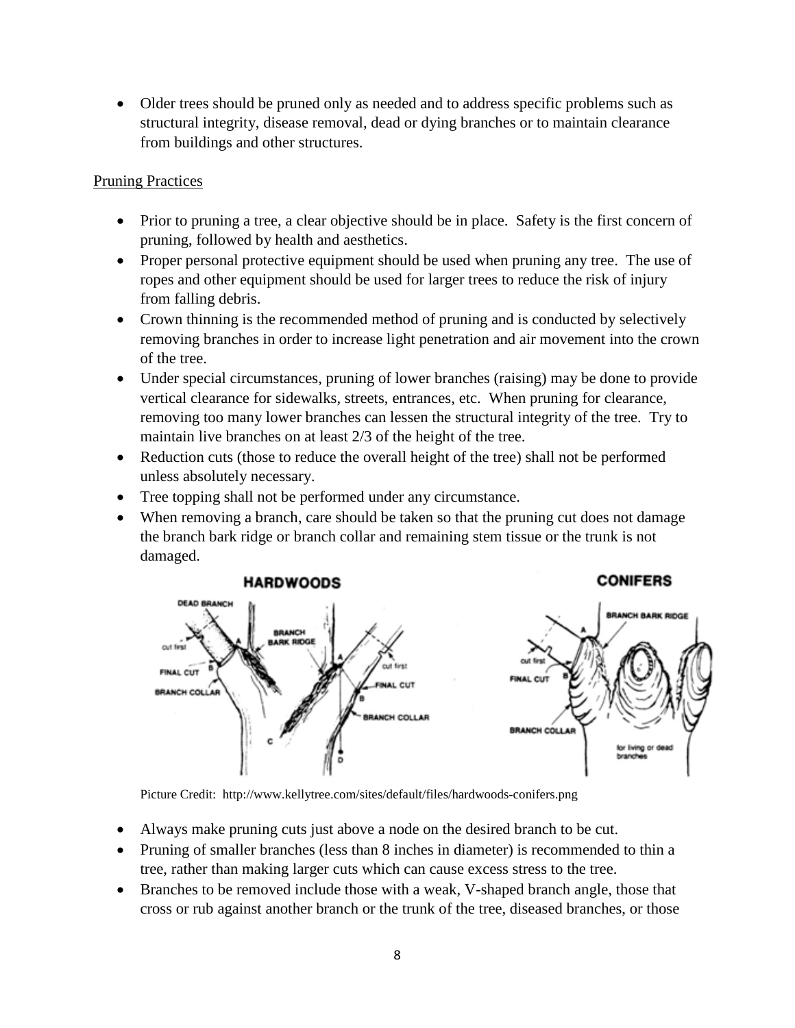- Older trees should be pruned only as needed and to address specific problems such as structural integrity, disease removal, dead or dying branches or to maintain clearance from buildings and other structures.

Pruning Practices

- Prior to pruning a tree, a clear objective should be in place. Safety is the first concern of pruning, followed by health and aesthetics.
- Proper personal protective equipment should be used when pruning any tree. The use of ropes and other equipment should be used for larger trees to reduce the risk of injury from falling debris.
- Crown thinning is the recommended method of pruning and is conducted by selectively removing branches in order to increase light penetration and air movement into the crown of the tree.
- Under special circumstances, pruning of lower branches (raising) may be done to provide vertical clearance for sidewalks, streets, entrances, etc. When pruning for clearance, removing too many lower branches can lessen the structural integrity of the tree. Try to maintain live branches on at least 2/3 of the height of the tree.
- Reduction cuts (those to reduce the overall height of the tree) shall not be performed unless absolutely necessary.
- Tree topping shall not be performed under any circumstance.
- When removing a branch, care should be taken so that the pruning cut does not damage the branch bark ridge or branch collar and remaining stem tissue or the trunk is not damaged.

Picture Credit: http://www.kellytree.com/sites/default/files/hardwoods-conifers.png

- Always make pruning cuts just above a node on the desired branch to be cut.
- Pruning of smaller branches (less than 8 inches in diameter) is recommended to thin a tree, rather than making larger cuts which can cause excess stress to the tree.
- Branches to be removed include those with a weak, V-shaped branch angle, those that cross or rub against another branch or the trunk of the tree, diseased branches, or those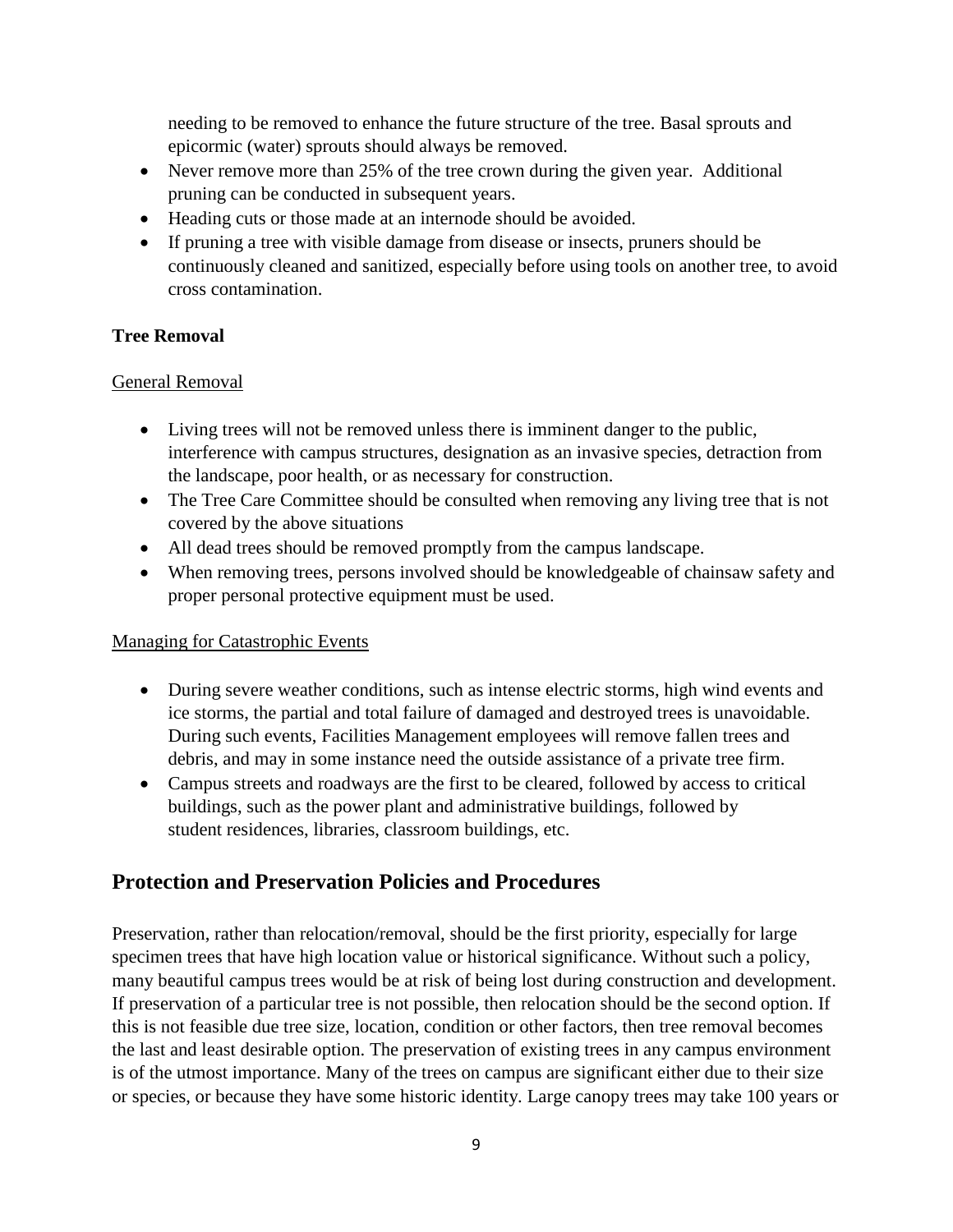needing to be removed to enhance the future structure of the tree. Basal sprouts and epicormic (water) sprouts should always be removed.

- Never remove more than 25% of the tree crown during the given year. Additional pruning can be conducted in subsequent years.
- Heading cuts or those made at an internode should be avoided.
- If pruning a tree with visible damage from disease or insects, pruners should be continuously cleaned and sanitized, especially before using tools on another tree, to avoid cross contamination.

**Tree Removal**

General Removal

- Living trees will not be removed unless there is imminent danger to the public, interference with campus structures, designation as an invasive species, detraction from the landscape, poor health, or as necessary for construction.
- The Tree Care Committee should be consulted when removing any living tree that is not covered by the above situations
- All dead trees should be removed promptly from the campus landscape.
- When removing trees, persons involved should be knowledgeable of chainsaw safety and proper personal protective equipment must be used.

Managing for Catastrophic Events

- During severe weather conditions, such as intense electric storms, high wind events and ice storms, the partial and total failure of damaged and destroyed trees is unavoidable. During such events, Facilities Management employees will remove fallen trees and debris, and may in some instance need the outside assistance of a private tree firm.
- Campus streets and roadways are the first to be cleared, followed by access to critical buildings, such as the power plant and administrative buildings, followed by student residences, libraries, classroom buildings, etc.

## Protection and Preservation Policies and Procedures

Preservation, rather than relocation/removal, should be the first priority, especially for large specimen trees that have high location value or historical significance. Without such a policy, many beautiful campus trees would be at risk of being lost during construction and development. If preservation of a particular tree is not possible, then relocation should be the second option. If this is not feasible due tree size, location, condition or other factors, then tree removal becomes the last and least desirable option. The preservation of existing trees in any campus environment is of the utmost importance. Many of the trees on campus are significant either due to their size or species, or because they have some historic identity. Large canopy trees may take 100 years or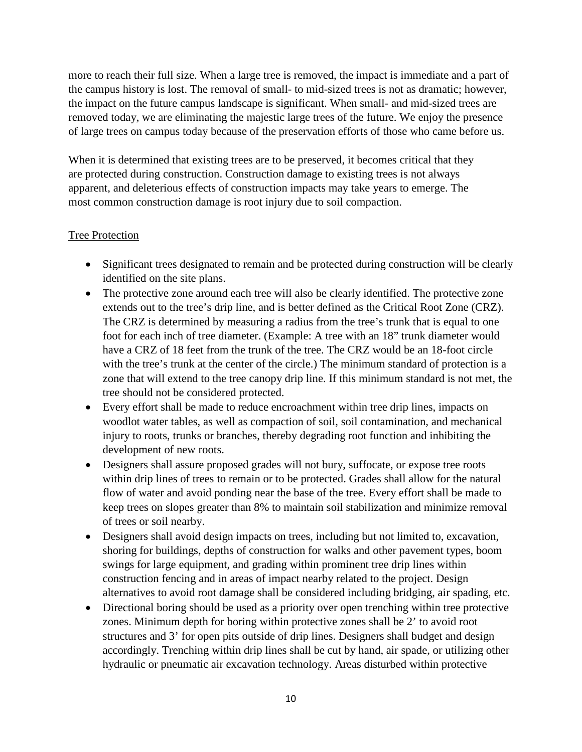more to reach their full size. When a large tree is removed, the impact is immediate and a part of the campus history is lost. The removal of small- to mid-sized trees is not as dramatic; however, the impact on the future campus landscape is significant. When small- and mid-sized trees are removed today, we are eliminating the majestic large trees of the future. We enjoy the presence of large trees on campus today because of the preservation efforts of those who came before us.

When it is determined that existing trees are to be preserved, it becomes critical that they are protected during construction. Construction damage to existing trees is not always apparent, and deleterious effects of construction impacts may take years to emerge. The most common construction damage is root injury due to soil compaction.

<u>Tree Protection</u>

- Significant trees designated to remain and be protected during construction will be clearly identified on the site plans.
- The protective zone around each tree will also be clearly identified. The protective zone extends out to the tree's drip line, and is better defined as the Critical Root Zone (CRZ). The CRZ is determined by measuring a radius from the tree's trunk that is equal to one foot for each inch of tree diameter. (Example: A tree with an 18" trunk diameter would have a CRZ of 18 feet from the trunk of the tree. The CRZ would be an 18-foot circle with the tree's trunk at the center of the circle.) The minimum standard of protection is a zone that will extend to the tree canopy drip line. If this minimum standard is not met, the tree should not be considered protected.
- Every effort shall be made to reduce encroachment within tree drip lines, impacts on woodlot water tables, as well as compaction of soil, soil contamination, and mechanical injury to roots, trunks or branches, thereby degrading root function and inhibiting the development of new roots.
- Designers shall assure proposed grades will not bury, suffocate, or expose tree roots within drip lines of trees to remain or to be protected. Grades shall allow for the natural flow of water and avoid ponding near the base of the tree. Every effort shall be made to keep trees on slopes greater than 8% to maintain soil stabilization and minimize removal of trees or soil nearby.
- Designers shall avoid design impacts on trees, including but not limited to, excavation, shoring for buildings, depths of construction for walks and other pavement types, boom swings for large equipment, and grading within prominent tree drip lines within construction fencing and in areas of impact nearby related to the project. Design alternatives to avoid root damage shall be considered including bridging, air spading, etc.
- Directional boring should be used as a priority over open trenching within tree protective zones. Minimum depth for boring within protective zones shall be 2' to avoid root structures and 3' for open pits outside of drip lines. Designers shall budget and design accordingly. Trenching within drip lines shall be cut by hand, air spade, or utilizing other hydraulic or pneumatic air excavation technology. Areas disturbed within protective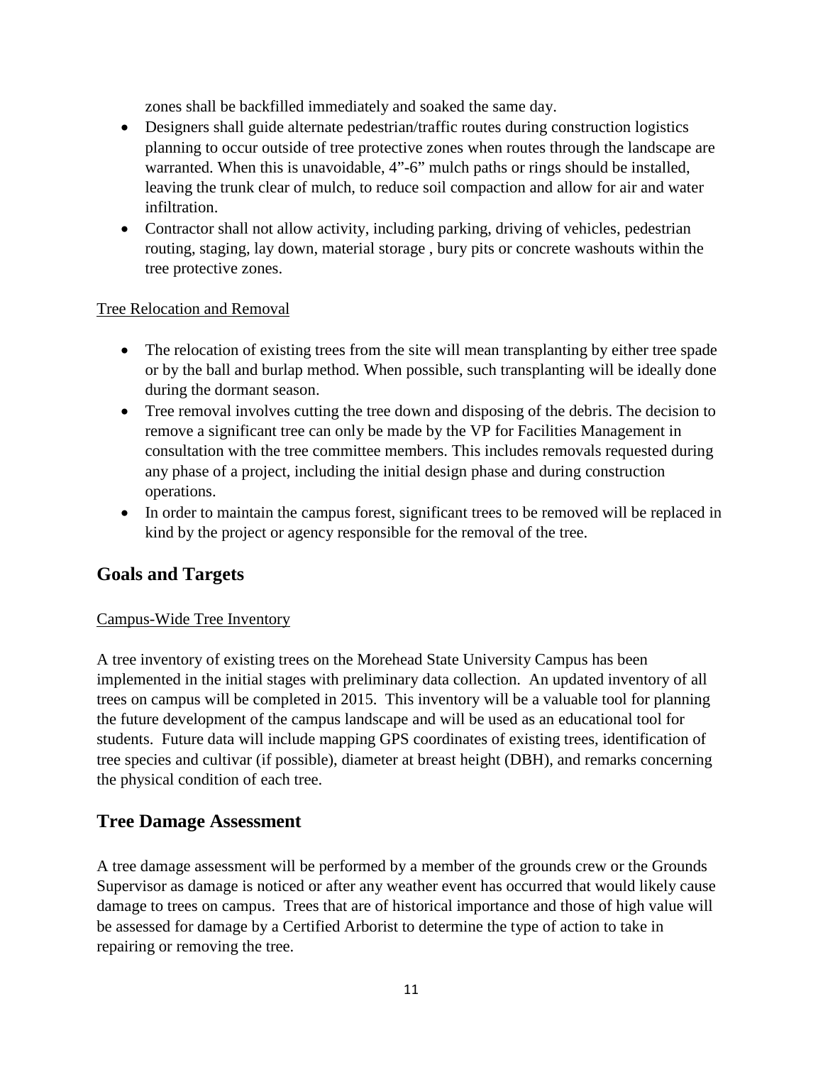zones shall be backfilled immediately and soaked the same day.

- Designers shall guide alternate pedestrian/traffic routes during construction logistics planning to occur outside of tree protective zones when routes through the landscape are warranted. When this is unavoidable, 4"-6" mulch paths or rings should be installed, leaving the trunk clear of mulch, to reduce soil compaction and allow for air and water infiltration.
- Contractor shall not allow activity, including parking, driving of vehicles, pedestrian routing, staging, lay down, material storage , bury pits or concrete washouts within the tree protective zones.

<u>Tree Relocation and Removal</u>

- The relocation of existing trees from the site will mean transplanting by either tree spade or by the ball and burlap method. When possible, such transplanting will be ideally done during the dormant season.
- Tree removal involves cutting the tree down and disposing of the debris. The decision to remove a significant tree can only be made by the VP for Facilities Management in consultation with the tree committee members. This includes removals requested during any phase of a project, including the initial design phase and during construction operations.
- In order to maintain the campus forest, significant trees to be removed will be replaced in kind by the project or agency responsible for the removal of the tree.

## Goals and Targets

<u>Campus-Wide Tree Inventory</u>

A tree inventory of existing trees on the Morehead State University Campus has been implemented in the initial stages with preliminary data collection. An updated inventory of all trees on campus will be completed in 2015. This inventory will be a valuable tool for planning the future development of the campus landscape and will be used as an educational tool for students. Future data will include mapping GPS coordinates of existing trees, identification of tree species and cultivar (if possible), diameter at breast height (DBH), and remarks concerning the physical condition of each tree.

## Tree Damage Assessment

A tree damage assessment will be performed by a member of the grounds crew or the Grounds Supervisor as damage is noticed or after any weather event has occurred that would likely cause damage to trees on campus. Trees that are of historical importance and those of high value will be assessed for damage by a Certified Arborist to determine the type of action to take in repairing or removing the tree.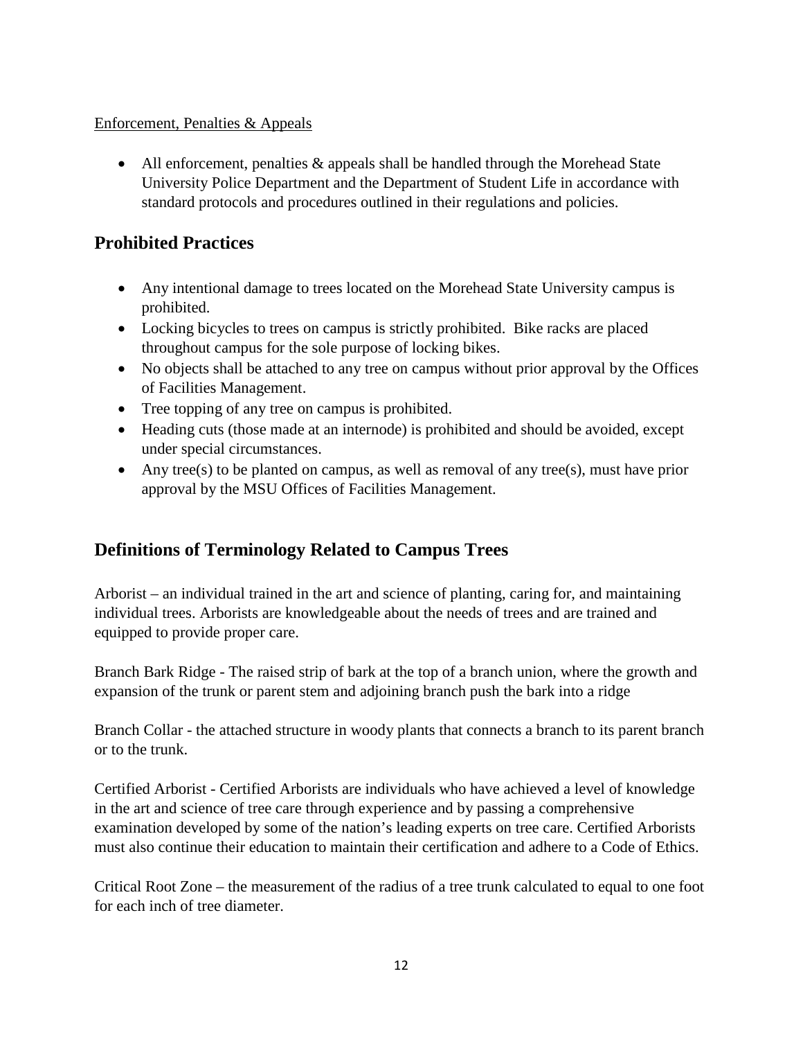Enforcement, Penalties & Appeals

- All enforcement, penalties & appeals shall be handled through the Morehead State University Police Department and the Department of Student Life in accordance with standard protocols and procedures outlined in their regulations and policies.

## Prohibited Practices

- Any intentional damage to trees located on the Morehead State University campus is prohibited.
- Locking bicycles to trees on campus is strictly prohibited. Bike racks are placed throughout campus for the sole purpose of locking bikes.
- No objects shall be attached to any tree on campus without prior approval by the Offices of Facilities Management.
- Tree topping of any tree on campus is prohibited.
- Heading cuts (those made at an internode) is prohibited and should be avoided, except under special circumstances.
- Any tree(s) to be planted on campus, as well as removal of any tree(s), must have prior approval by the MSU Offices of Facilities Management.

## Definitions of Terminology Related to Campus Trees

Arborist – an individual trained in the art and science of planting, caring for, and maintaining individual trees. Arborists are knowledgeable about the needs of trees and are trained and equipped to provide proper care.

Branch Bark Ridge - The raised strip of bark at the top of a branch union, where the growth and expansion of the trunk or parent stem and adjoining branch push the bark into a ridge

Branch Collar - the attached structure in woody plants that connects a branch to its parent branch or to the trunk.

Certified Arborist - Certified Arborists are individuals who have achieved a level of knowledge in the art and science of tree care through experience and by passing a comprehensive examination developed by some of the nation's leading experts on tree care. Certified Arborists must also continue their education to maintain their certification and adhere to a Code of Ethics.

Critical Root Zone – the measurement of the radius of a tree trunk calculated to equal to one foot for each inch of tree diameter.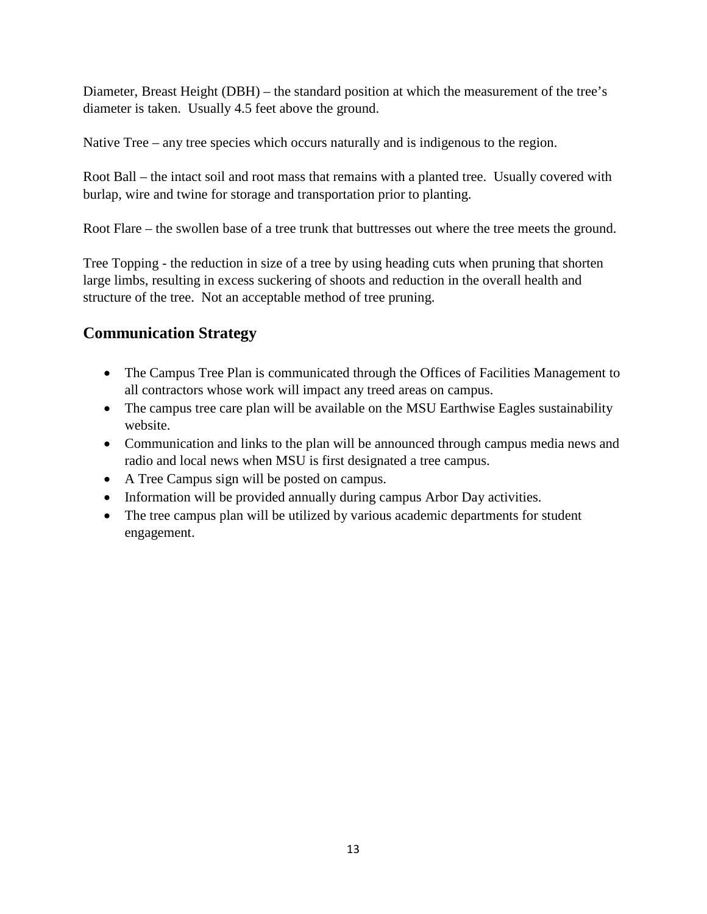Diameter, Breast Height (DBH) – the standard position at which the measurement of the tree's diameter is taken. Usually 4.5 feet above the ground.

Native Tree – any tree species which occurs naturally and is indigenous to the region.

Root Ball – the intact soil and root mass that remains with a planted tree. Usually covered with burlap, wire and twine for storage and transportation prior to planting.

Root Flare – the swollen base of a tree trunk that buttresses out where the tree meets the ground.

Tree Topping - the reduction in size of a tree by using heading cuts when pruning that shorten large limbs, resulting in excess suckering of shoots and reduction in the overall health and structure of the tree. Not an acceptable method of tree pruning.

## Communication Strategy

- The Campus Tree Plan is communicated through the Offices of Facilities Management to all contractors whose work will impact any treed areas on campus.
- The campus tree care plan will be available on the MSU Earthwise Eagles sustainability website.
- Communication and links to the plan will be announced through campus media news and radio and local news when MSU is first designated a tree campus.
- A Tree Campus sign will be posted on campus.
- Information will be provided annually during campus Arbor Day activities.
- The tree campus plan will be utilized by various academic departments for student engagement.